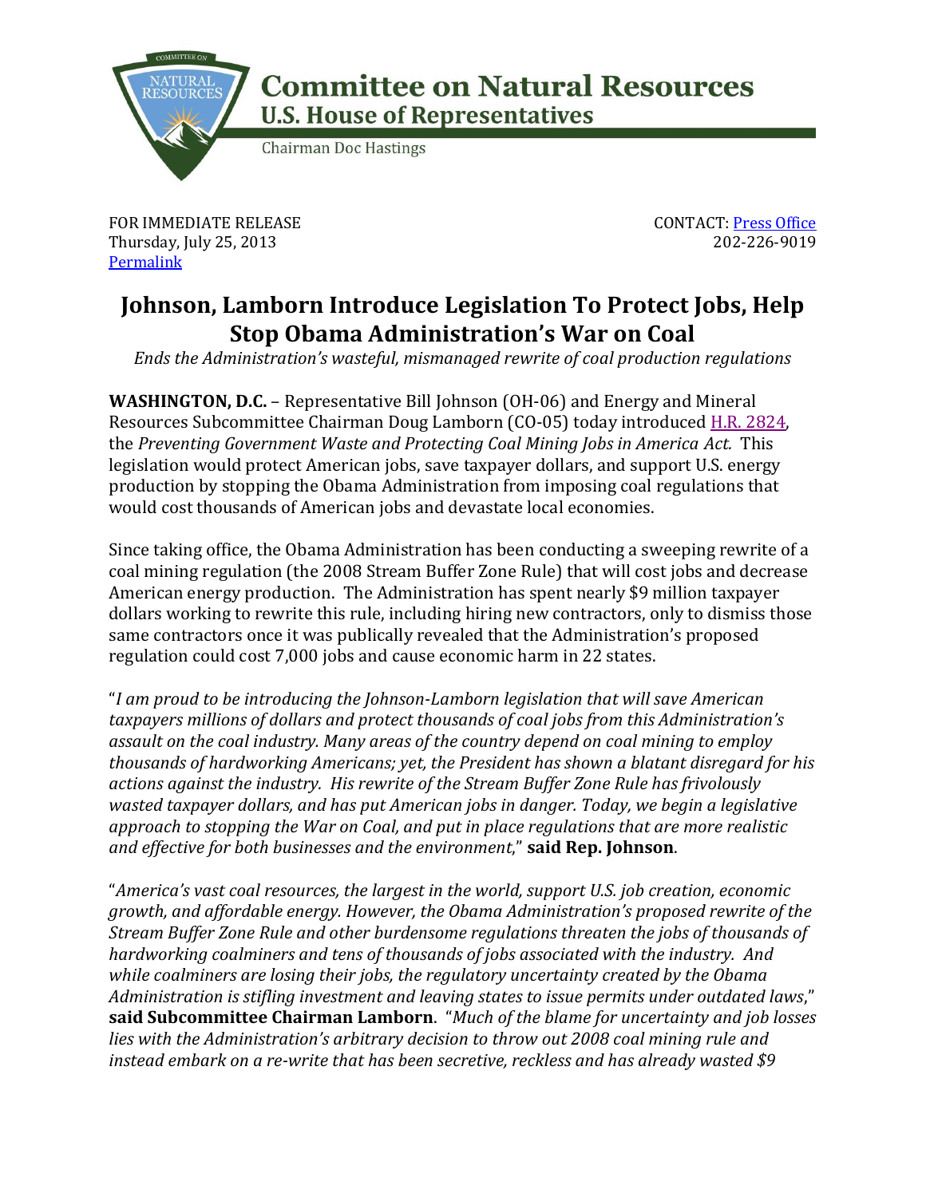**Committee on Natural Resources**
**U.S. House of Representatives**
Chairman Doc Hastings

FOR IMMEDIATE RELEASE
Thursday, July 25, 2013
Permalink

CONTACT: Press Office
202-226-9019

# Johnson, Lamborn Introduce Legislation To Protect Jobs, Help Stop Obama Administration's War on Coal

*Ends the Administration's wasteful, mismanaged rewrite of coal production regulations*

**WASHINGTON, D.C.** – Representative Bill Johnson (OH-06) and Energy and Mineral Resources Subcommittee Chairman Doug Lamborn (CO-05) today introduced H.R. 2824, the *Preventing Government Waste and Protecting Coal Mining Jobs in America Act.* This legislation would protect American jobs, save taxpayer dollars, and support U.S. energy production by stopping the Obama Administration from imposing coal regulations that would cost thousands of American jobs and devastate local economies.

Since taking office, the Obama Administration has been conducting a sweeping rewrite of a coal mining regulation (the 2008 Stream Buffer Zone Rule) that will cost jobs and decrease American energy production. The Administration has spent nearly $9 million taxpayer dollars working to rewrite this rule, including hiring new contractors, only to dismiss those same contractors once it was publically revealed that the Administration's proposed regulation could cost 7,000 jobs and cause economic harm in 22 states.

"*I am proud to be introducing the Johnson-Lamborn legislation that will save American taxpayers millions of dollars and protect thousands of coal jobs from this Administration's assault on the coal industry. Many areas of the country depend on coal mining to employ thousands of hardworking Americans; yet, the President has shown a blatant disregard for his actions against the industry. His rewrite of the Stream Buffer Zone Rule has frivolously wasted taxpayer dollars, and has put American jobs in danger. Today, we begin a legislative approach to stopping the War on Coal, and put in place regulations that are more realistic and effective for both businesses and the environment*," **said Rep. Johnson**.

"*America's vast coal resources, the largest in the world, support U.S. job creation, economic growth, and affordable energy. However, the Obama Administration's proposed rewrite of the Stream Buffer Zone Rule and other burdensome regulations threaten the jobs of thousands of hardworking coalminers and tens of thousands of jobs associated with the industry. And while coalminers are losing their jobs, the regulatory uncertainty created by the Obama Administration is stifling investment and leaving states to issue permits under outdated laws*," **said Subcommittee Chairman Lamborn**. "*Much of the blame for uncertainty and job losses lies with the Administration's arbitrary decision to throw out 2008 coal mining rule and instead embark on a re-write that has been secretive, reckless and has already wasted $9*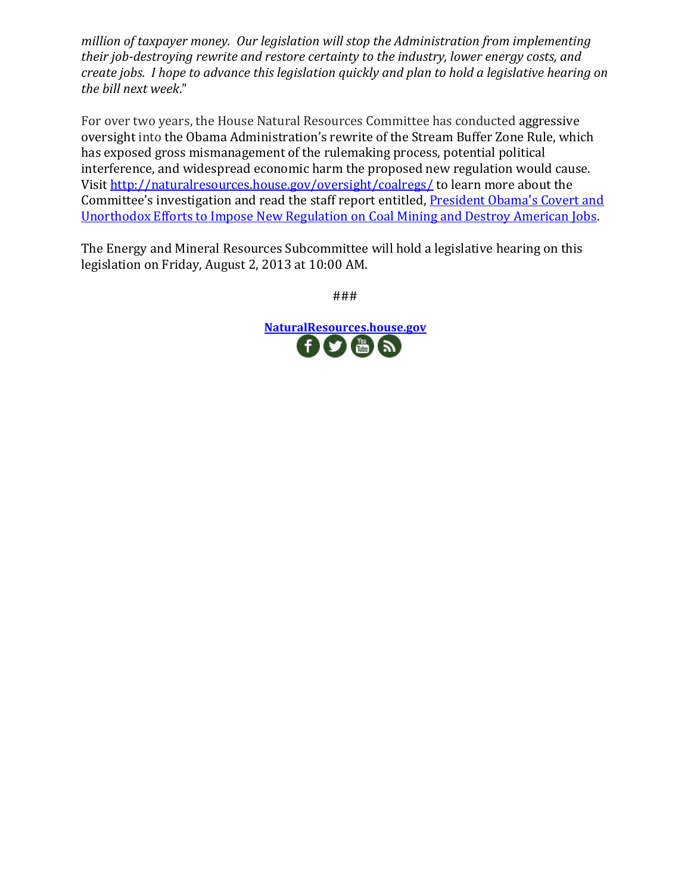*million of taxpayer money. Our legislation will stop the Administration from implementing their job-destroying rewrite and restore certainty to the industry, lower energy costs, and create jobs. I hope to advance this legislation quickly and plan to hold a legislative hearing on the bill next week*."

For over two years, the House Natural Resources Committee has conducted aggressive oversight into the Obama Administration's rewrite of the Stream Buffer Zone Rule, which has exposed gross mismanagement of the rulemaking process, potential political interference, and widespread economic harm the proposed new regulation would cause. Visit [http://naturalresources.house.gov/oversight/coalregs/](http://naturalresources.house.gov/oversight/coalregs/) to learn more about the Committee's investigation and read the staff report entitled, [President Obama's Covert and Unorthodox Efforts to Impose New Regulation on Coal Mining and Destroy American Jobs](#).

The Energy and Mineral Resources Subcommittee will hold a legislative hearing on this legislation on Friday, August 2, 2013 at 10:00 AM.

###

**[NaturalResources.house.gov](http://NaturalResources.house.gov)**